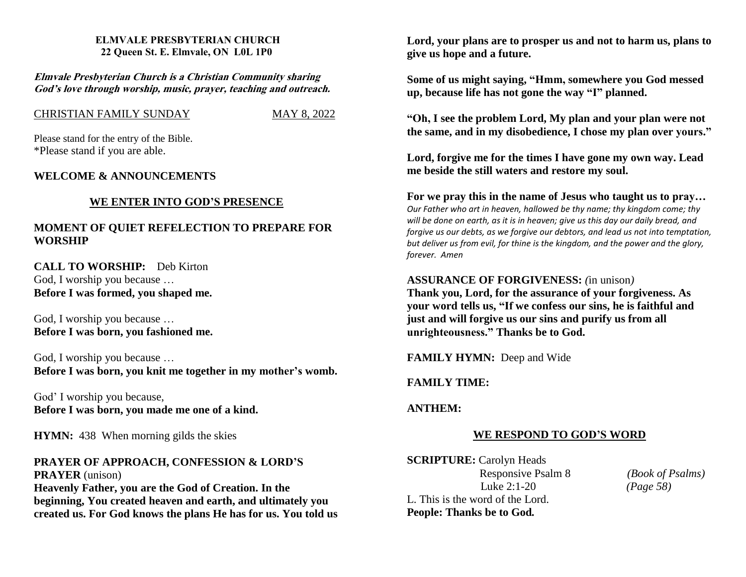**ELMVALE PRESBYTERIAN CHURCH**
**22 Queen St. E. Elmvale, ON L0L 1P0**

***Elmvale Presbyterian Church is a Christian Community sharing God's love through worship, music, prayer, teaching and outreach.***

CHRISTIAN FAMILY SUNDAY — MAY 8, 2022

Please stand for the entry of the Bible.
*Please stand if you are able.

**WELCOME & ANNOUNCEMENTS**

## WE ENTER INTO GOD'S PRESENCE

**MOMENT OF QUIET REFELECTION TO PREPARE FOR WORSHIP**

**CALL TO WORSHIP:** Deb Kirton
God, I worship you because …
**Before I was formed, you shaped me.**

God, I worship you because …
**Before I was born, you fashioned me.**

God, I worship you because …
**Before I was born, you knit me together in my mother's womb.**

God' I worship you because,
**Before I was born, you made me one of a kind.**

**HYMN:** 438 When morning gilds the skies

**PRAYER OF APPROACH, CONFESSION & LORD'S PRAYER** (unison)
**Heavenly Father, you are the God of Creation. In the beginning, You created heaven and earth, and ultimately you created us. For God knows the plans He has for us. You told us Lord, your plans are to prosper us and not to harm us, plans to give us hope and a future.**

**Some of us might saying, "Hmm, somewhere you God messed up, because life has not gone the way "I" planned.**

**"Oh, I see the problem Lord, My plan and your plan were not the same, and in my disobedience, I chose my plan over yours."**

**Lord, forgive me for the times I have gone my own way. Lead me beside the still waters and restore my soul.**

**For we pray this in the name of Jesus who taught us to pray…**
*Our Father who art in heaven, hallowed be thy name; thy kingdom come; thy will be done on earth, as it is in heaven; give us this day our daily bread, and forgive us our debts, as we forgive our debtors, and lead us not into temptation, but deliver us from evil, for thine is the kingdom, and the power and the glory, forever. Amen*

**ASSURANCE OF FORGIVENESS:** *(*in unison*)*
**Thank you, Lord, for the assurance of your forgiveness. As your word tells us, "If we confess our sins, he is faithful and just and will forgive us our sins and purify us from all unrighteousness." Thanks be to God.**

**FAMILY HYMN:** Deep and Wide

**FAMILY TIME:**

**ANTHEM:**

## WE RESPOND TO GOD'S WORD

**SCRIPTURE:** Carolyn Heads
Responsive Psalm 8 *(Book of Psalms)*
Luke 2:1-20 *(Page 58)*
L. This is the word of the Lord.
**People: Thanks be to God.**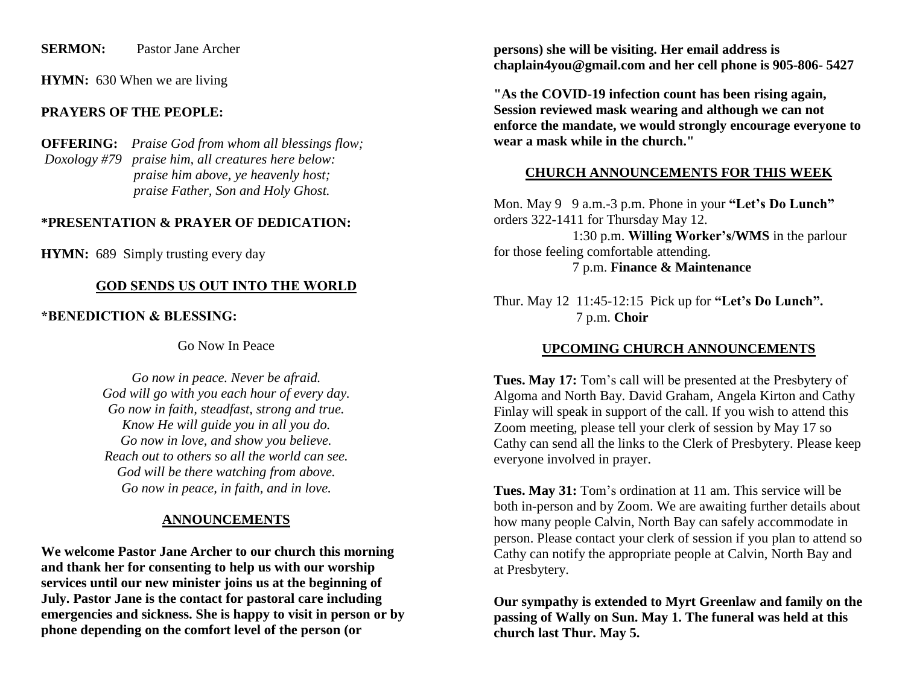**SERMON:** Pastor Jane Archer

**HYMN:** 630 When we are living

**PRAYERS OF THE PEOPLE:**

**OFFERING:** *Praise God from whom all blessings flow;*
Doxology #79 *praise him, all creatures here below:*
*praise him above, ye heavenly host;*
*praise Father, Son and Holy Ghost.*

**\*PRESENTATION & PRAYER OF DEDICATION:**

**HYMN:** 689 Simply trusting every day

## GOD SENDS US OUT INTO THE WORLD

**\*BENEDICTION & BLESSING:**

Go Now In Peace

*Go now in peace. Never be afraid.*
*God will go with you each hour of every day.*
*Go now in faith, steadfast, strong and true.*
*Know He will guide you in all you do.*
*Go now in love, and show you believe.*
*Reach out to others so all the world can see.*
*God will be there watching from above.*
*Go now in peace, in faith, and in love.*

## ANNOUNCEMENTS

**We welcome Pastor Jane Archer to our church this morning and thank her for consenting to help us with our worship services until our new minister joins us at the beginning of July. Pastor Jane is the contact for pastoral care including emergencies and sickness. She is happy to visit in person or by phone depending on the comfort level of the person (or persons) she will be visiting. Her email address is chaplain4you@gmail.com and her cell phone is 905-806- 5427**

**"As the COVID-19 infection count has been rising again, Session reviewed mask wearing and although we can not enforce the mandate, we would strongly encourage everyone to wear a mask while in the church."**

## CHURCH ANNOUNCEMENTS FOR THIS WEEK

Mon. May 9 9 a.m.-3 p.m. Phone in your **"Let's Do Lunch"** orders 322-1411 for Thursday May 12.
1:30 p.m. **Willing Worker's/WMS** in the parlour for those feeling comfortable attending.
7 p.m. **Finance & Maintenance**

Thur. May 12 11:45-12:15 Pick up for **"Let's Do Lunch".**
7 p.m. **Choir**

## UPCOMING CHURCH ANNOUNCEMENTS

**Tues. May 17:** Tom's call will be presented at the Presbytery of Algoma and North Bay. David Graham, Angela Kirton and Cathy Finlay will speak in support of the call. If you wish to attend this Zoom meeting, please tell your clerk of session by May 17 so Cathy can send all the links to the Clerk of Presbytery. Please keep everyone involved in prayer.

**Tues. May 31:** Tom's ordination at 11 am. This service will be both in-person and by Zoom. We are awaiting further details about how many people Calvin, North Bay can safely accommodate in person. Please contact your clerk of session if you plan to attend so Cathy can notify the appropriate people at Calvin, North Bay and at Presbytery.

**Our sympathy is extended to Myrt Greenlaw and family on the passing of Wally on Sun. May 1. The funeral was held at this church last Thur. May 5.**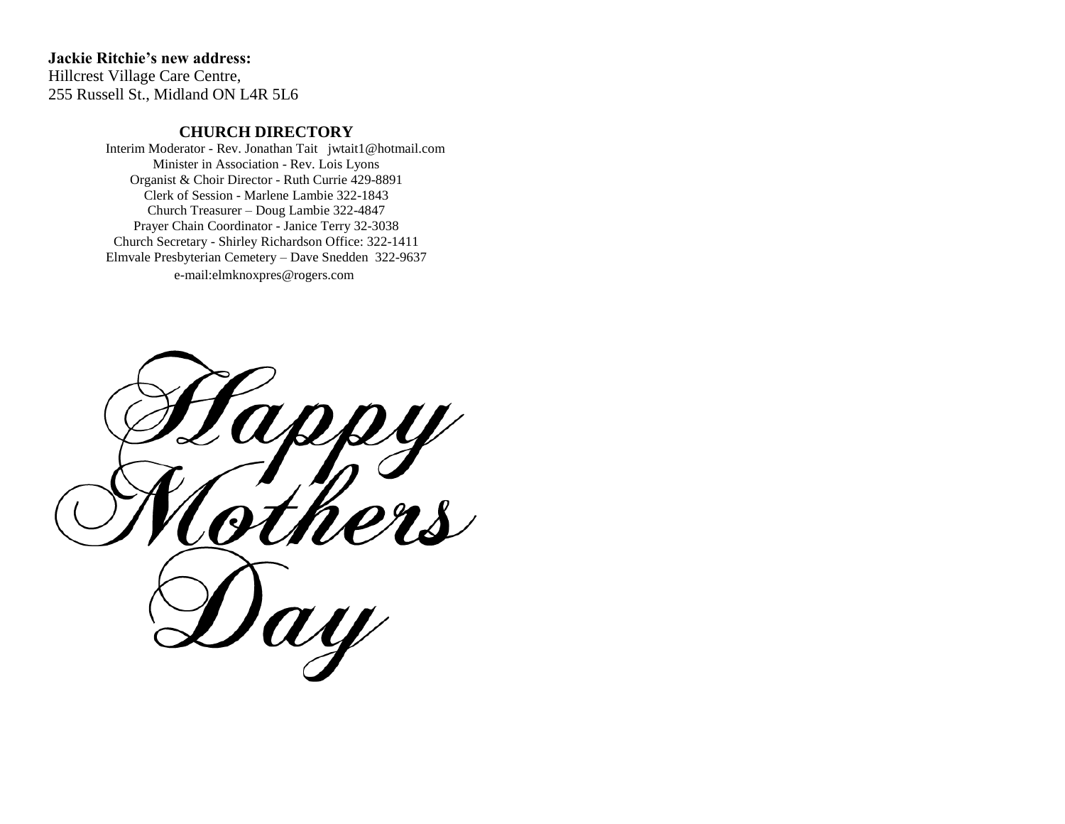**Jackie Ritchie's new address:**
Hillcrest Village Care Centre,
255 Russell St., Midland ON L4R 5L6

## CHURCH DIRECTORY

Interim Moderator - Rev. Jonathan Tait jwtait1@hotmail.com
Minister in Association - Rev. Lois Lyons
Organist & Choir Director - Ruth Currie 429-8891
Clerk of Session - Marlene Lambie 322-1843
Church Treasurer – Doug Lambie 322-4847
Prayer Chain Coordinator - Janice Terry 32-3038
Church Secretary - Shirley Richardson Office: 322-1411
Elmvale Presbyterian Cemetery – Dave Snedden 322-9637
e-mail:elmknoxpres@rogers.com

Happy Mothers Day